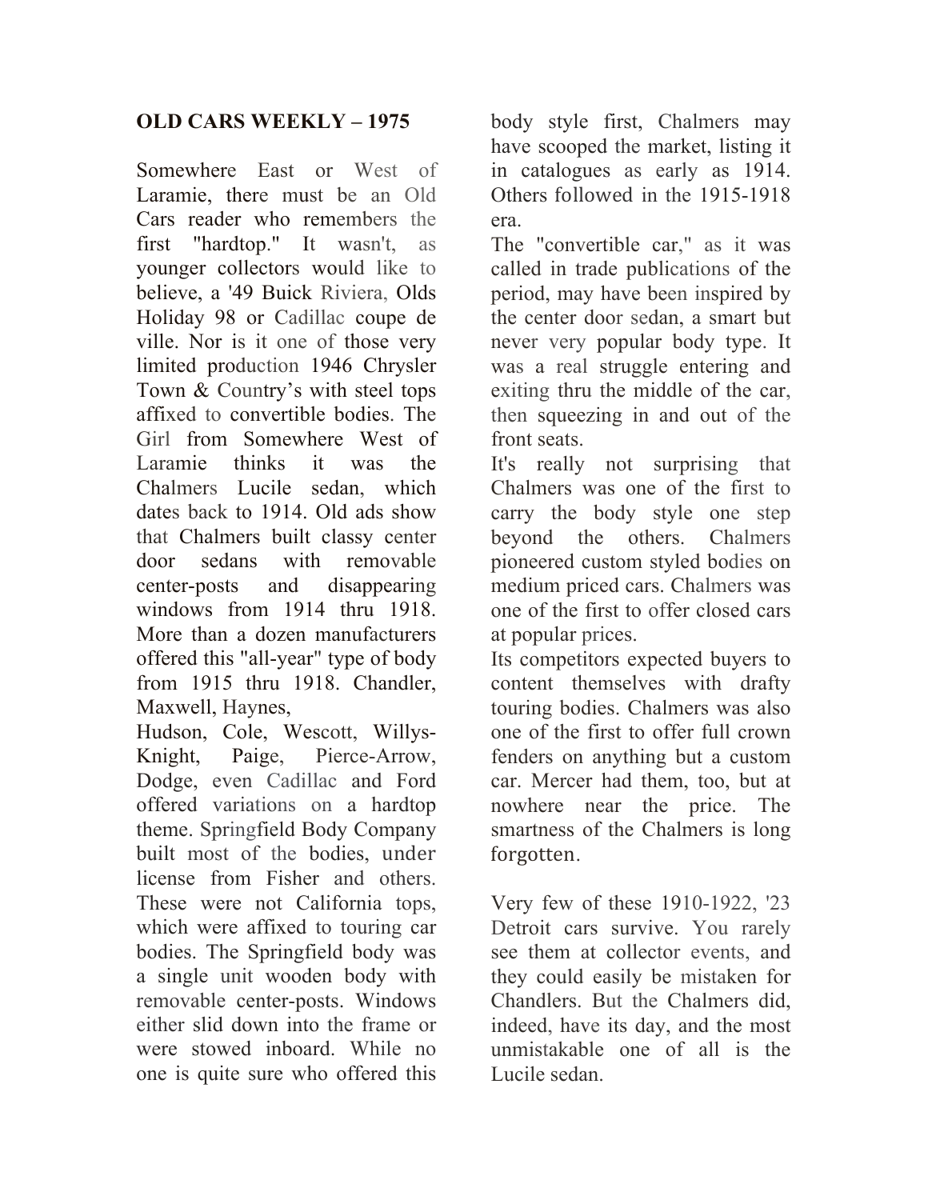**OLD CARS WEEKLY – 1975**

Somewhere East or West of Laramie, there must be an Old Cars reader who remembers the first "hardtop." It wasn't, as younger collectors would like to believe, a '49 Buick Riviera, Olds Holiday 98 or Cadillac coupe de ville. Nor is it one of those very limited production 1946 Chrysler Town & Country's with steel tops affixed to convertible bodies. The Girl from Somewhere West of Laramie thinks it was the Chalmers Lucile sedan, which dates back to 1914. Old ads show that Chalmers built classy center door sedans with removable center-posts and disappearing windows from 1914 thru 1918. More than a dozen manufacturers offered this "all-year" type of body from 1915 thru 1918. Chandler, Maxwell, Haynes, Hudson, Cole, Wescott, Willys-Knight, Paige, Pierce-Arrow, Dodge, even Cadillac and Ford offered variations on a hardtop theme. Springfield Body Company built most of the bodies, under license from Fisher and others. These were not California tops, which were affixed to touring car bodies. The Springfield body was a single unit wooden body with removable center-posts. Windows either slid down into the frame or were stowed inboard. While no one is quite sure who offered this body style first, Chalmers may have scooped the market, listing it in catalogues as early as 1914. Others followed in the 1915-1918 era.

The "convertible car," as it was called in trade publications of the period, may have been inspired by the center door sedan, a smart but never very popular body type. It was a real struggle entering and exiting thru the middle of the car, then squeezing in and out of the front seats.

It's really not surprising that Chalmers was one of the first to carry the body style one step beyond the others. Chalmers pioneered custom styled bodies on medium priced cars. Chalmers was one of the first to offer closed cars at popular prices.

Its competitors expected buyers to content themselves with drafty touring bodies. Chalmers was also one of the first to offer full crown fenders on anything but a custom car. Mercer had them, too, but at nowhere near the price. The smartness of the Chalmers is long forgotten.

Very few of these 1910-1922, '23 Detroit cars survive. You rarely see them at collector events, and they could easily be mistaken for Chandlers. But the Chalmers did, indeed, have its day, and the most unmistakable one of all is the Lucile sedan.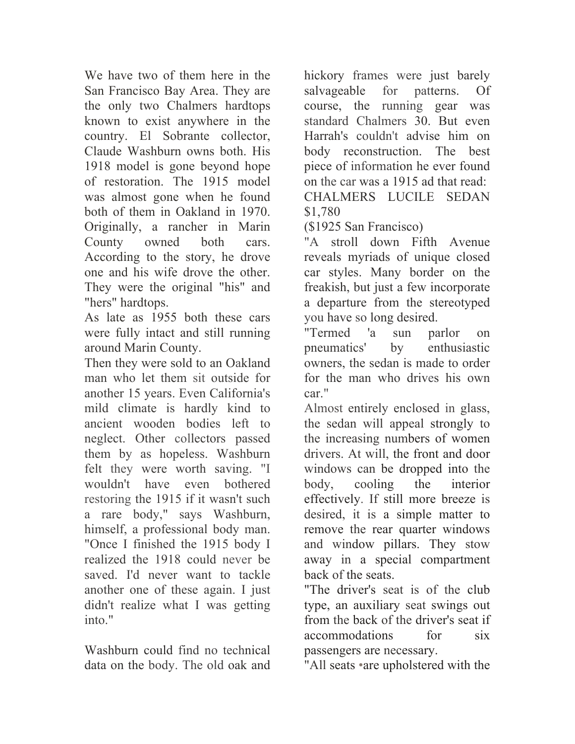We have two of them here in the San Francisco Bay Area. They are the only two Chalmers hardtops known to exist anywhere in the country. El Sobrante collector, Claude Washburn owns both. His 1918 model is gone beyond hope of restoration. The 1915 model was almost gone when he found both of them in Oakland in 1970. Originally, a rancher in Marin County owned both cars. According to the story, he drove one and his wife drove the other. They were the original "his" and "hers" hardtops.

As late as 1955 both these cars were fully intact and still running around Marin County.

Then they were sold to an Oakland man who let them sit outside for another 15 years. Even California's mild climate is hardly kind to ancient wooden bodies left to neglect. Other collectors passed them by as hopeless. Washburn felt they were worth saving. "I wouldn't have even bothered restoring the 1915 if it wasn't such a rare body," says Washburn, himself, a professional body man. "Once I finished the 1915 body I realized the 1918 could never be saved. I'd never want to tackle another one of these again. I just didn't realize what I was getting into."

Washburn could find no technical data on the body. The old oak and hickory frames were just barely salvageable for patterns. Of course, the running gear was standard Chalmers 30. But even Harrah's couldn't advise him on body reconstruction. The best piece of information he ever found on the car was a 1915 ad that read:

CHALMERS LUCILE SEDAN $1,780

($1925 San Francisco)

"A stroll down Fifth Avenue reveals myriads of unique closed car styles. Many border on the freakish, but just a few incorporate a departure from the stereotyped you have so long desired.

"Termed 'a sun parlor on pneumatics' by enthusiastic owners, the sedan is made to order for the man who drives his own car."

Almost entirely enclosed in glass, the sedan will appeal strongly to the increasing numbers of women drivers. At will, the front and door windows can be dropped into the body, cooling the interior effectively. If still more breeze is desired, it is a simple matter to remove the rear quarter windows and window pillars. They stow away in a special compartment back of the seats.

"The driver's seat is of the club type, an auxiliary seat swings out from the back of the driver's seat if accommodations for six passengers are necessary.

"All seats are upholstered with the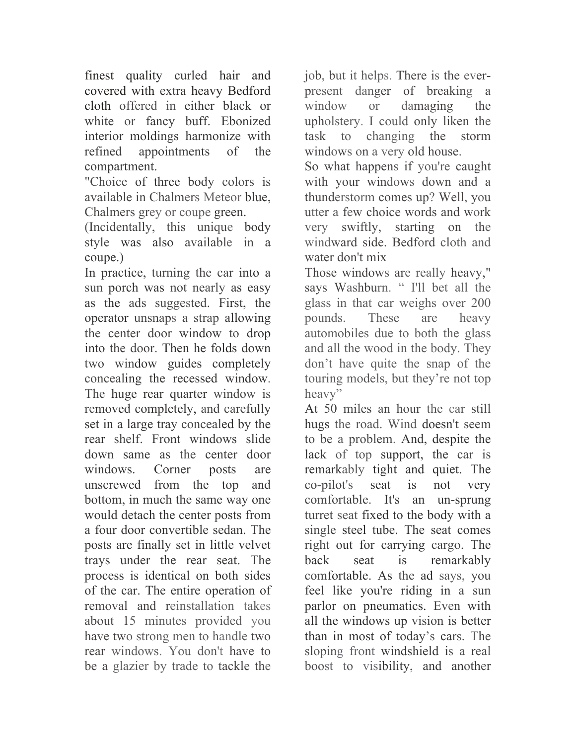finest quality curled hair and covered with extra heavy Bedford cloth offered in either black or white or fancy buff. Ebonized interior moldings harmonize with refined appointments of the compartment.

"Choice of three body colors is available in Chalmers Meteor blue, Chalmers grey or coupe green.

(Incidentally, this unique body style was also available in a coupe.)

In practice, turning the car into a sun porch was not nearly as easy as the ads suggested. First, the operator unsnaps a strap allowing the center door window to drop into the door. Then he folds down two window guides completely concealing the recessed window. The huge rear quarter window is removed completely, and carefully set in a large tray concealed by the rear shelf. Front windows slide down same as the center door windows. Corner posts are unscrewed from the top and bottom, in much the same way one would detach the center posts from a four door convertible sedan. The posts are finally set in little velvet trays under the rear seat. The process is identical on both sides of the car. The entire operation of removal and reinstallation takes about 15 minutes provided you have two strong men to handle two rear windows. You don't have to be a glazier by trade to tackle the job, but it helps. There is the ever-present danger of breaking a window or damaging the upholstery. I could only liken the task to changing the storm windows on a very old house.

So what happens if you're caught with your windows down and a thunderstorm comes up? Well, you utter a few choice words and work very swiftly, starting on the windward side. Bedford cloth and water don't mix

Those windows are really heavy," says Washburn. " I'll bet all the glass in that car weighs over 200 pounds. These are heavy automobiles due to both the glass and all the wood in the body. They don't have quite the snap of the touring models, but they're not top heavy"

At 50 miles an hour the car still hugs the road. Wind doesn't seem to be a problem. And, despite the lack of top support, the car is remarkably tight and quiet. The co-pilot's seat is not very comfortable. It's an un-sprung turret seat fixed to the body with a single steel tube. The seat comes right out for carrying cargo. The back seat is remarkably comfortable. As the ad says, you feel like you're riding in a sun parlor on pneumatics. Even with all the windows up vision is better than in most of today's cars. The sloping front windshield is a real boost to visibility, and another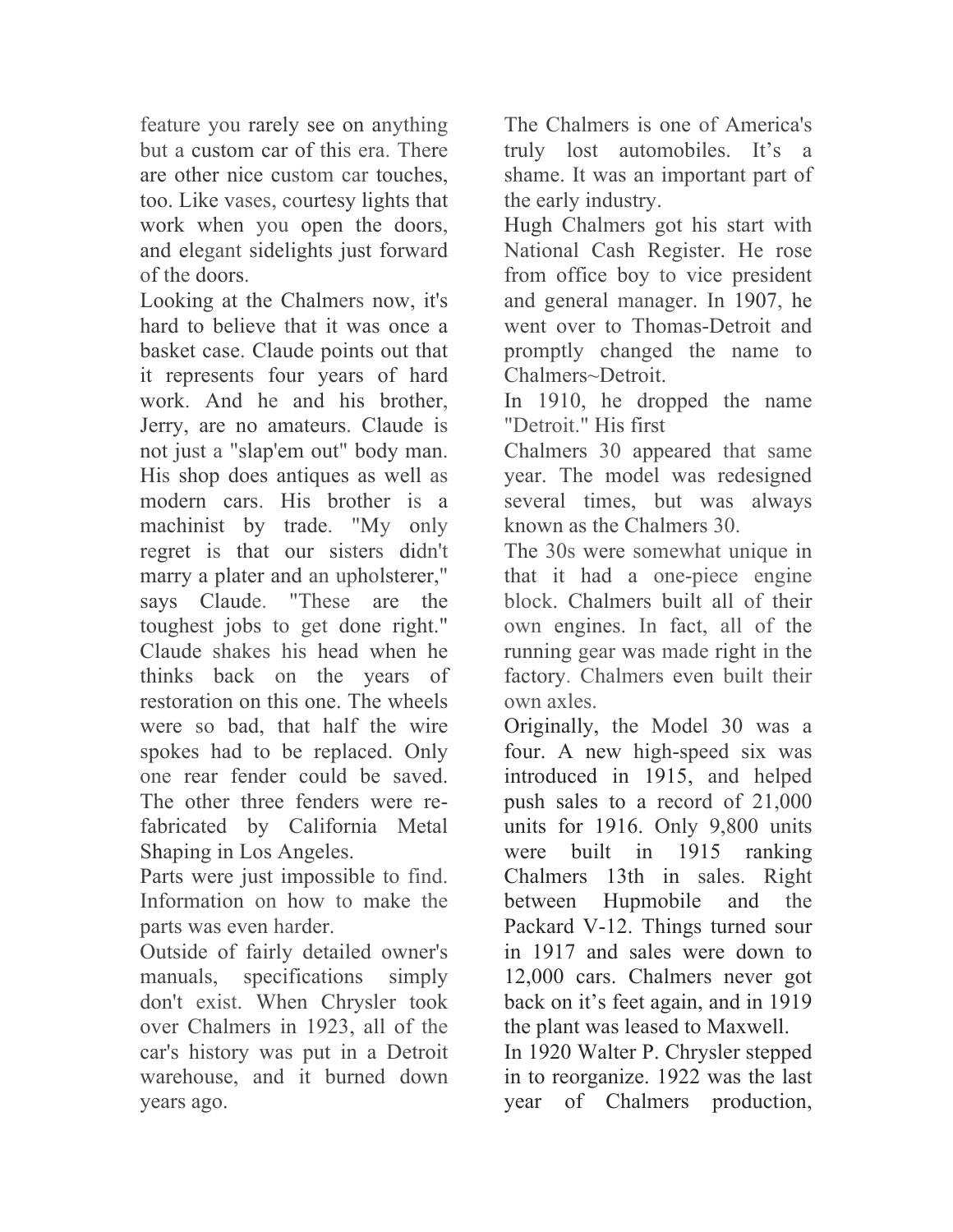feature you rarely see on anything but a custom car of this era. There are other nice custom car touches, too. Like vases, courtesy lights that work when you open the doors, and elegant sidelights just forward of the doors.

Looking at the Chalmers now, it's hard to believe that it was once a basket case. Claude points out that it represents four years of hard work. And he and his brother, Jerry, are no amateurs. Claude is not just a "slap'em out" body man. His shop does antiques as well as modern cars. His brother is a machinist by trade. "My only regret is that our sisters didn't marry a plater and an upholsterer," says Claude. "These are the toughest jobs to get done right." Claude shakes his head when he thinks back on the years of restoration on this one. The wheels were so bad, that half the wire spokes had to be replaced. Only one rear fender could be saved. The other three fenders were re-fabricated by California Metal Shaping in Los Angeles.

Parts were just impossible to find. Information on how to make the parts was even harder.

Outside of fairly detailed owner's manuals, specifications simply don't exist. When Chrysler took over Chalmers in 1923, all of the car's history was put in a Detroit warehouse, and it burned down years ago.

The Chalmers is one of America's truly lost automobiles. It's a shame. It was an important part of the early industry.

Hugh Chalmers got his start with National Cash Register. He rose from office boy to vice president and general manager. In 1907, he went over to Thomas-Detroit and promptly changed the name to Chalmers~Detroit.

In 1910, he dropped the name "Detroit." His first

Chalmers 30 appeared that same year. The model was redesigned several times, but was always known as the Chalmers 30.

The 30s were somewhat unique in that it had a one-piece engine block. Chalmers built all of their own engines. In fact, all of the running gear was made right in the factory. Chalmers even built their own axles.

Originally, the Model 30 was a four. A new high-speed six was introduced in 1915, and helped push sales to a record of 21,000 units for 1916. Only 9,800 units were built in 1915 ranking Chalmers 13th in sales. Right between Hupmobile and the Packard V-12. Things turned sour in 1917 and sales were down to 12,000 cars. Chalmers never got back on it's feet again, and in 1919 the plant was leased to Maxwell.

In 1920 Walter P. Chrysler stepped in to reorganize. 1922 was the last year of Chalmers production,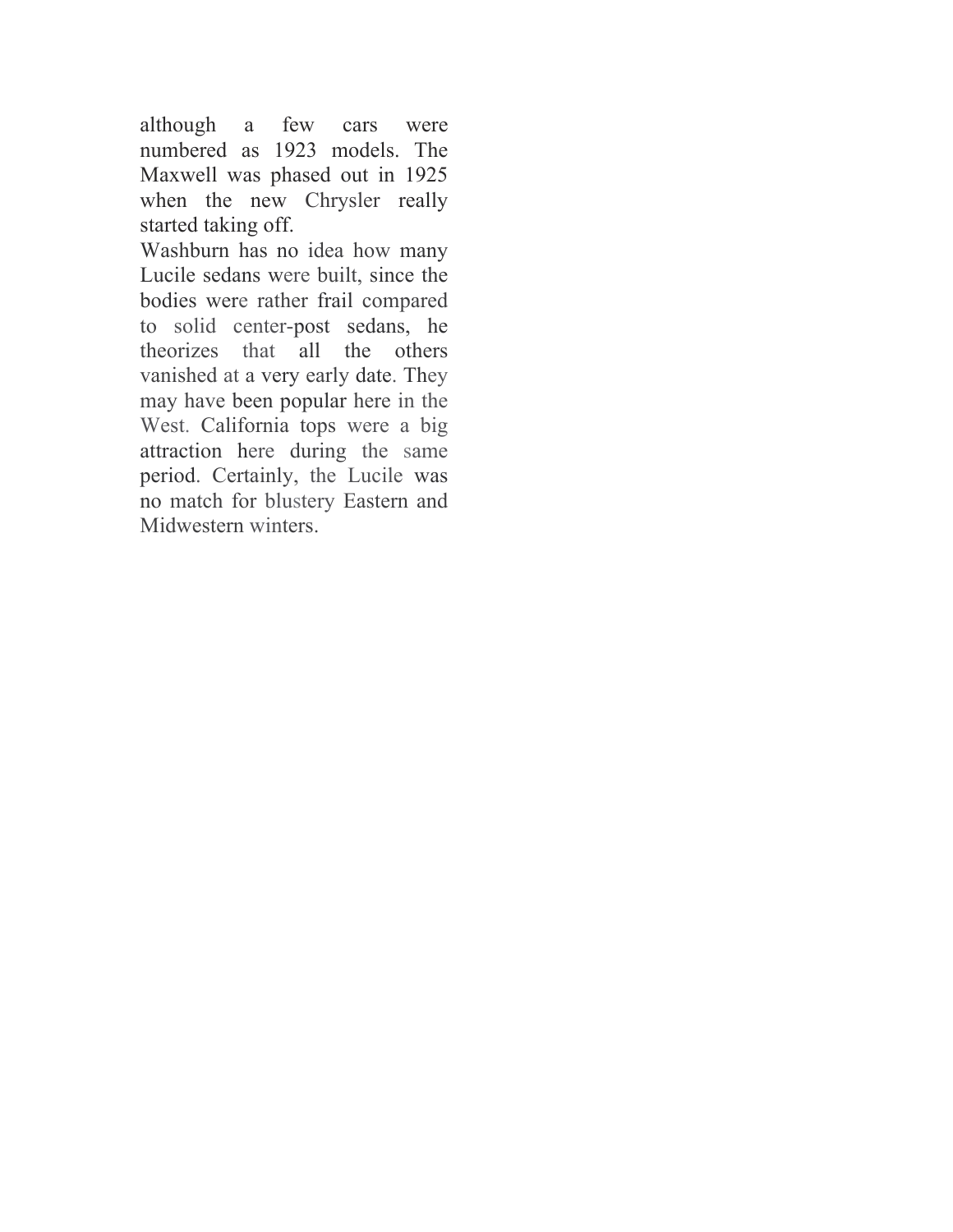although a few cars were numbered as 1923 models. The Maxwell was phased out in 1925 when the new Chrysler really started taking off.

Washburn has no idea how many Lucile sedans were built, since the bodies were rather frail compared to solid center-post sedans, he theorizes that all the others vanished at a very early date. They may have been popular here in the West. California tops were a big attraction here during the same period. Certainly, the Lucile was no match for blustery Eastern and Midwestern winters.